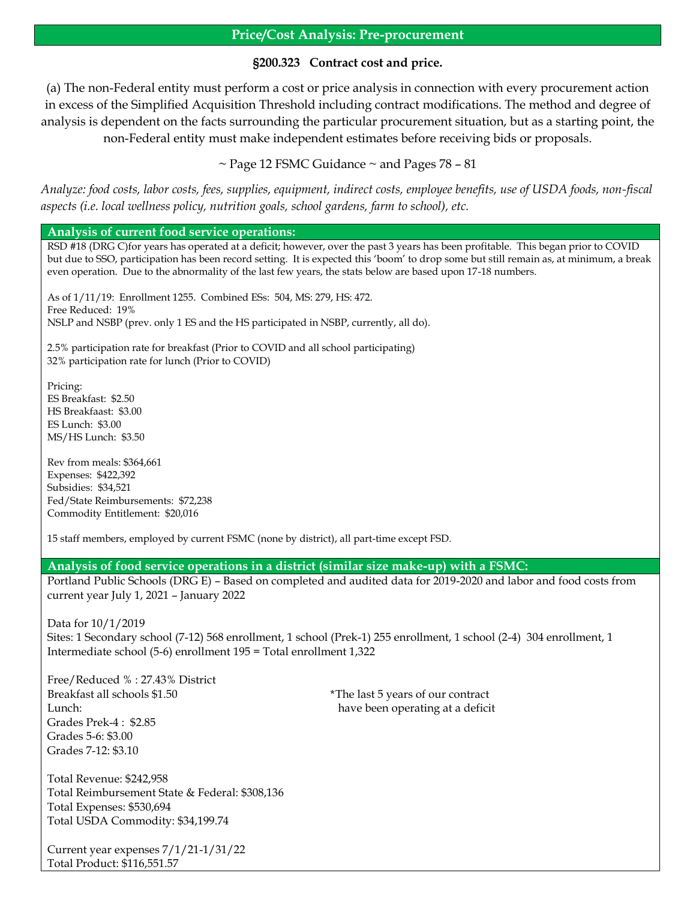## Price/Cost Analysis: Pre-procurement

**§200.323 Contract cost and price.**

(a) The non-Federal entity must perform a cost or price analysis in connection with every procurement action in excess of the Simplified Acquisition Threshold including contract modifications. The method and degree of analysis is dependent on the facts surrounding the particular procurement situation, but as a starting point, the non-Federal entity must make independent estimates before receiving bids or proposals.

~ Page 12 FSMC Guidance ~ and Pages 78 – 81

*Analyze: food costs, labor costs, fees, supplies, equipment, indirect costs, employee benefits, use of USDA foods, non-fiscal aspects (i.e. local wellness policy, nutrition goals, school gardens, farm to school), etc.*

### Analysis of current food service operations:

RSD #18 (DRG C)for years has operated at a deficit; however, over the past 3 years has been profitable. This began prior to COVID but due to SSO, participation has been record setting. It is expected this 'boom' to drop some but still remain as, at minimum, a break even operation. Due to the abnormality of the last few years, the stats below are based upon 17-18 numbers.

As of 1/11/19: Enrollment 1255. Combined ESs: 504, MS: 279, HS: 472.
Free Reduced: 19%
NSLP and NSBP (prev. only 1 ES and the HS participated in NSBP, currently, all do).

2.5% participation rate for breakfast (Prior to COVID and all school participating)
32% participation rate for lunch (Prior to COVID)

Pricing:
ES Breakfast: $2.50
HS Breakfaast: $3.00
ES Lunch: $3.00
MS/HS Lunch: $3.50

Rev from meals: $364,661
Expenses: $422,392
Subsidies: $34,521
Fed/State Reimbursements: $72,238
Commodity Entitlement: $20,016

15 staff members, employed by current FSMC (none by district), all part-time except FSD.

### Analysis of food service operations in a district (similar size make-up) with a FSMC:

Portland Public Schools (DRG E) – Based on completed and audited data for 2019-2020 and labor and food costs from current year July 1, 2021 – January 2022

Data for 10/1/2019
Sites: 1 Secondary school (7-12) 568 enrollment, 1 school (Prek-1) 255 enrollment, 1 school (2-4) 304 enrollment, 1 Intermediate school (5-6) enrollment 195 = Total enrollment 1,322

Free/Reduced % : 27.43% District
Breakfast all schools $1.50
Lunch:
Grades Prek-4 : $2.85
Grades 5-6: $3.00
Grades 7-12: $3.10

*The last 5 years of our contract have been operating at a deficit

Total Revenue: $242,958
Total Reimbursement State & Federal: $308,136
Total Expenses: $530,694
Total USDA Commodity: $34,199.74

Current year expenses 7/1/21-1/31/22
Total Product: $116,551.57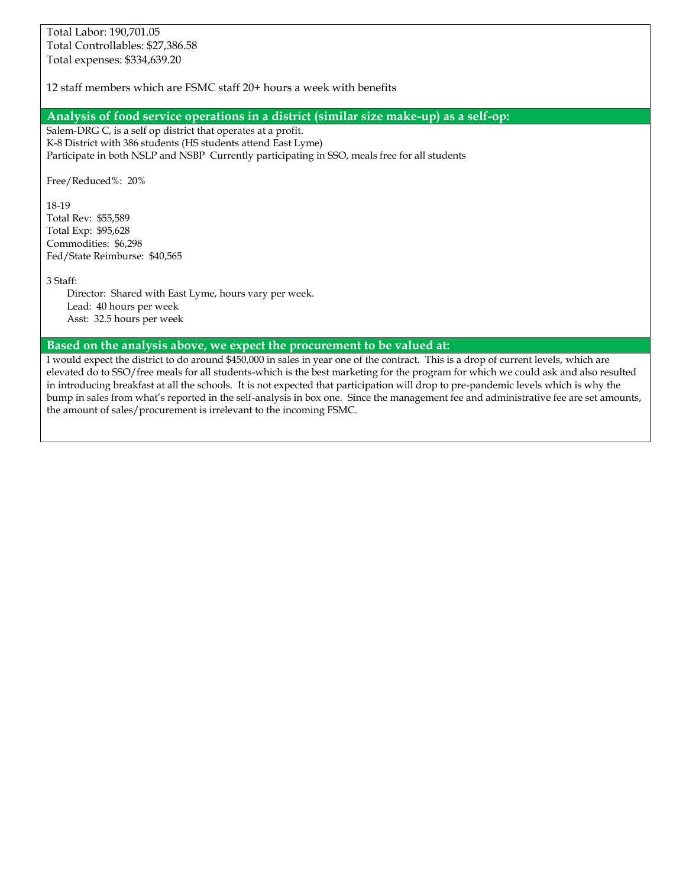Total Labor: 190,701.05
Total Controllables: $27,386.58
Total expenses: $334,639.20

12 staff members which are FSMC staff 20+ hours a week with benefits

## Analysis of food service operations in a district (similar size make-up) as a self-op:

Salem-DRG C, is a self op district that operates at a profit.
K-8 District with 386 students (HS students attend East Lyme)
Participate in both NSLP and NSBP Currently participating in SSO, meals free for all students

Free/Reduced%: 20%

18-19
Total Rev: $55,589
Total Exp: $95,628
Commodities: $6,298
Fed/State Reimburse: $40,565

3 Staff:

- Director: Shared with East Lyme, hours vary per week.
- Lead: 40 hours per week
- Asst: 32.5 hours per week

## Based on the analysis above, we expect the procurement to be valued at:

I would expect the district to do around $450,000 in sales in year one of the contract. This is a drop of current levels, which are elevated do to SSO/free meals for all students-which is the best marketing for the program for which we could ask and also resulted in introducing breakfast at all the schools. It is not expected that participation will drop to pre-pandemic levels which is why the bump in sales from what's reported in the self-analysis in box one. Since the management fee and administrative fee are set amounts, the amount of sales/procurement is irrelevant to the incoming FSMC.